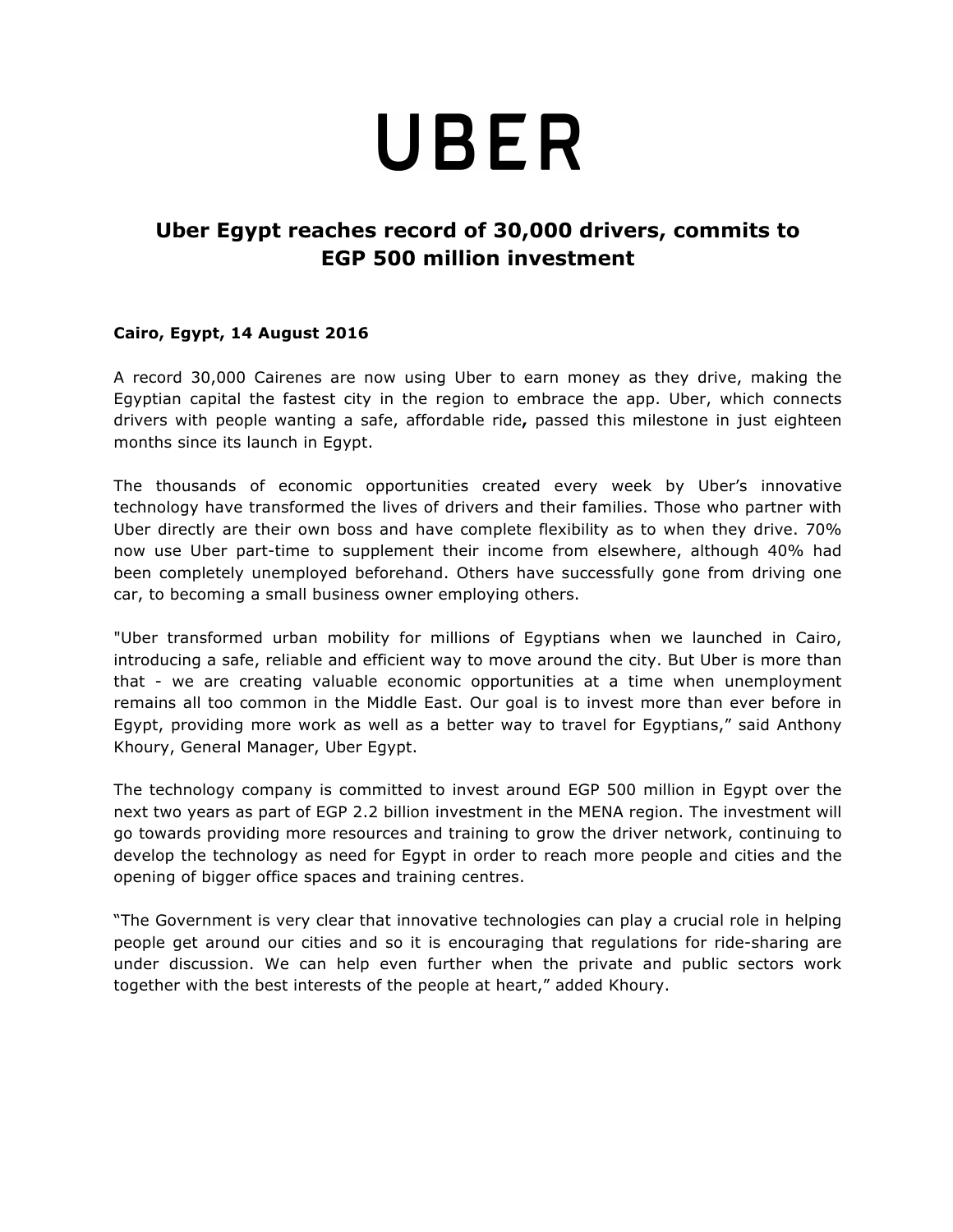# UBER

## Uber Egypt reaches record of 30,000 drivers, commits to EGP 500 million investment

**Cairo, Egypt, 14 August 2016**

A record 30,000 Cairenes are now using Uber to earn money as they drive, making the Egyptian capital the fastest city in the region to embrace the app. Uber, which connects drivers with people wanting a safe, affordable ride**,** passed this milestone in just eighteen months since its launch in Egypt.

The thousands of economic opportunities created every week by Uber's innovative technology have transformed the lives of drivers and their families. Those who partner with Uber directly are their own boss and have complete flexibility as to when they drive. 70% now use Uber part-time to supplement their income from elsewhere, although 40% had been completely unemployed beforehand. Others have successfully gone from driving one car, to becoming a small business owner employing others.

"Uber transformed urban mobility for millions of Egyptians when we launched in Cairo, introducing a safe, reliable and efficient way to move around the city. But Uber is more than that - we are creating valuable economic opportunities at a time when unemployment remains all too common in the Middle East. Our goal is to invest more than ever before in Egypt, providing more work as well as a better way to travel for Egyptians," said Anthony Khoury, General Manager, Uber Egypt.

The technology company is committed to invest around EGP 500 million in Egypt over the next two years as part of EGP 2.2 billion investment in the MENA region. The investment will go towards providing more resources and training to grow the driver network, continuing to develop the technology as need for Egypt in order to reach more people and cities and the opening of bigger office spaces and training centres.

"The Government is very clear that innovative technologies can play a crucial role in helping people get around our cities and so it is encouraging that regulations for ride-sharing are under discussion. We can help even further when the private and public sectors work together with the best interests of the people at heart," added Khoury.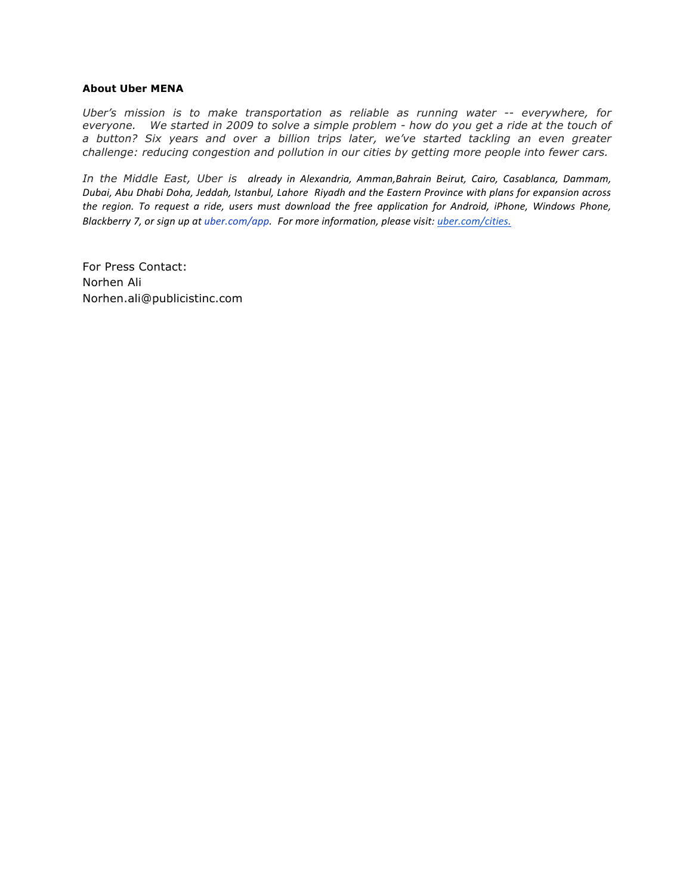**About Uber MENA**

*Uber's mission is to make transportation as reliable as running water -- everywhere, for everyone. We started in 2009 to solve a simple problem - how do you get a ride at the touch of a button? Six years and over a billion trips later, we've started tackling an even greater challenge: reducing congestion and pollution in our cities by getting more people into fewer cars.*

*In the Middle East, Uber is already in Alexandria, Amman,Bahrain Beirut, Cairo, Casablanca, Dammam, Dubai, Abu Dhabi Doha, Jeddah, Istanbul, Lahore Riyadh and the Eastern Province with plans for expansion across the region. To request a ride, users must download the free application for Android, iPhone, Windows Phone, Blackberry 7, or sign up at uber.com/app. For more information, please visit: uber.com/cities.*

For Press Contact:
Norhen Ali
Norhen.ali@publicistinc.com